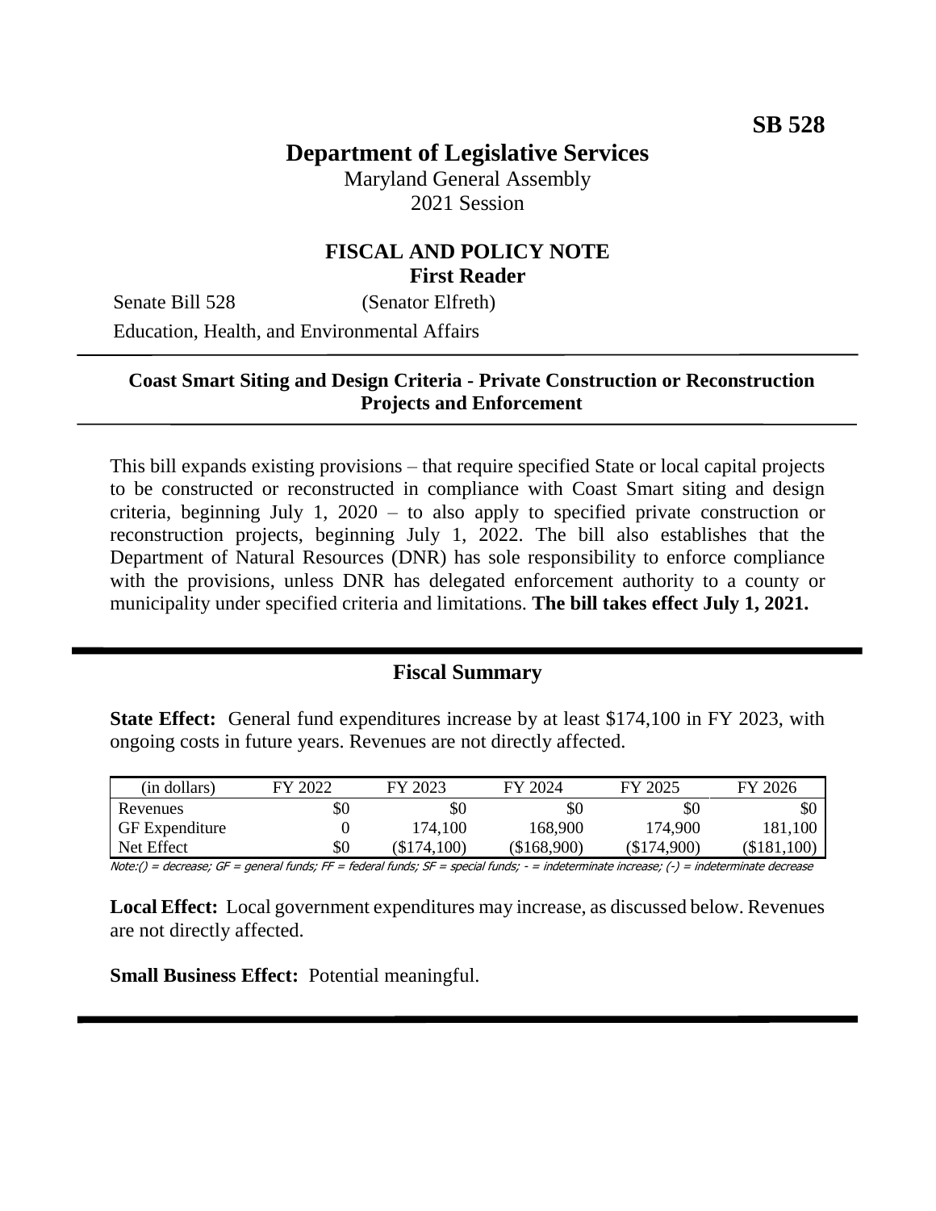**SB 528**

# Department of Legislative Services

Maryland General Assembly
2021 Session

## FISCAL AND POLICY NOTE
**First Reader**

Senate Bill 528 (Senator Elfreth)

Education, Health, and Environmental Affairs

---

**Coast Smart Siting and Design Criteria - Private Construction or Reconstruction Projects and Enforcement**

---

This bill expands existing provisions – that require specified State or local capital projects to be constructed or reconstructed in compliance with Coast Smart siting and design criteria, beginning July 1, 2020 – to also apply to specified private construction or reconstruction projects, beginning July 1, 2022. The bill also establishes that the Department of Natural Resources (DNR) has sole responsibility to enforce compliance with the provisions, unless DNR has delegated enforcement authority to a county or municipality under specified criteria and limitations. **The bill takes effect July 1, 2021.**

---

## Fiscal Summary

**State Effect:** General fund expenditures increase by at least $174,100 in FY 2023, with ongoing costs in future years. Revenues are not directly affected.

| (in dollars) | FY 2022 | FY 2023 | FY 2024 | FY 2025 | FY 2026 |
|---|---|---|---|---|---|
| Revenues | $0 | $0 | $0 | $0 | $0 |
| GF Expenditure | 0 | 174,100 | 168,900 | 174,900 | 181,100 |
| Net Effect | $0 | ($174,100) | ($168,900) | ($174,900) | ($181,100) |

Note:() = decrease; GF = general funds; FF = federal funds; SF = special funds; - = indeterminate increase; (-) = indeterminate decrease

**Local Effect:** Local government expenditures may increase, as discussed below. Revenues are not directly affected.

**Small Business Effect:** Potential meaningful.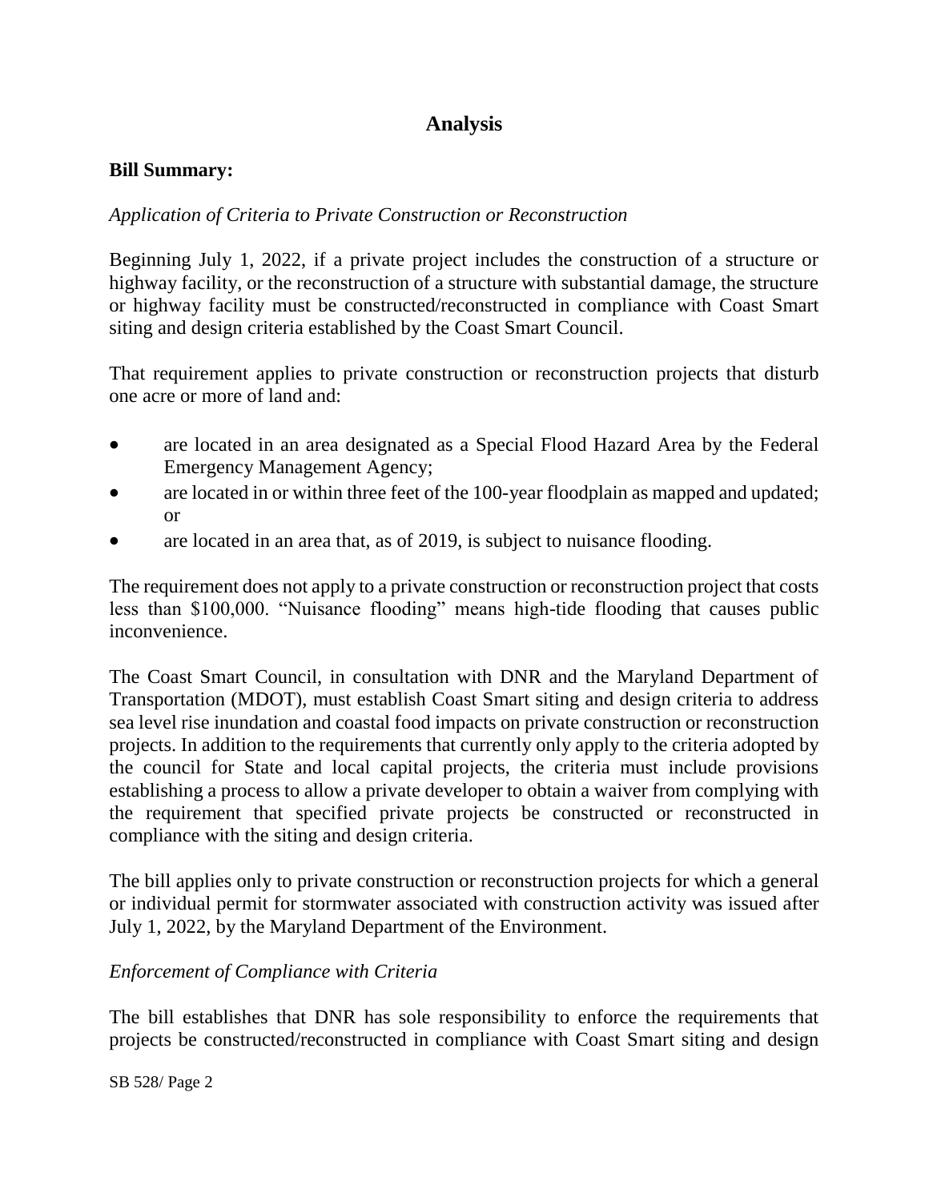# Analysis

**Bill Summary:**

*Application of Criteria to Private Construction or Reconstruction*

Beginning July 1, 2022, if a private project includes the construction of a structure or highway facility, or the reconstruction of a structure with substantial damage, the structure or highway facility must be constructed/reconstructed in compliance with Coast Smart siting and design criteria established by the Coast Smart Council.

That requirement applies to private construction or reconstruction projects that disturb one acre or more of land and:

- are located in an area designated as a Special Flood Hazard Area by the Federal Emergency Management Agency;
- are located in or within three feet of the 100-year floodplain as mapped and updated; or
- are located in an area that, as of 2019, is subject to nuisance flooding.

The requirement does not apply to a private construction or reconstruction project that costs less than $100,000. "Nuisance flooding" means high-tide flooding that causes public inconvenience.

The Coast Smart Council, in consultation with DNR and the Maryland Department of Transportation (MDOT), must establish Coast Smart siting and design criteria to address sea level rise inundation and coastal food impacts on private construction or reconstruction projects. In addition to the requirements that currently only apply to the criteria adopted by the council for State and local capital projects, the criteria must include provisions establishing a process to allow a private developer to obtain a waiver from complying with the requirement that specified private projects be constructed or reconstructed in compliance with the siting and design criteria.

The bill applies only to private construction or reconstruction projects for which a general or individual permit for stormwater associated with construction activity was issued after July 1, 2022, by the Maryland Department of the Environment.

*Enforcement of Compliance with Criteria*

The bill establishes that DNR has sole responsibility to enforce the requirements that projects be constructed/reconstructed in compliance with Coast Smart siting and design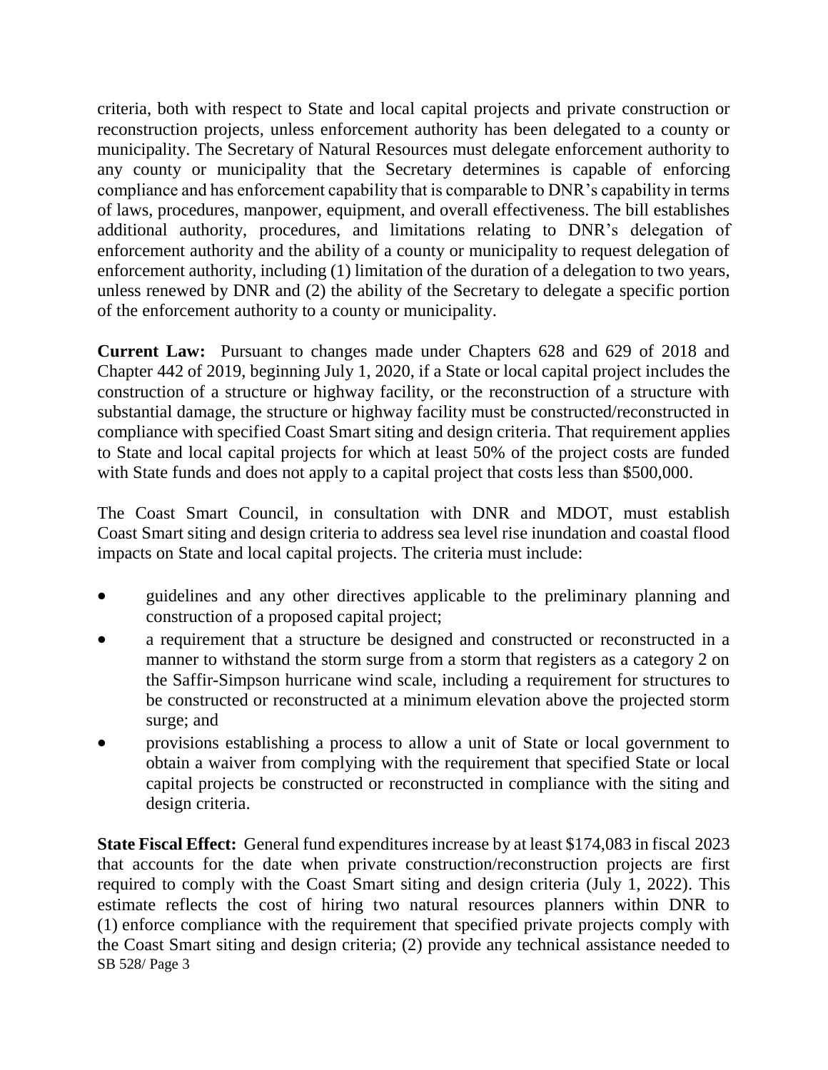criteria, both with respect to State and local capital projects and private construction or reconstruction projects, unless enforcement authority has been delegated to a county or municipality. The Secretary of Natural Resources must delegate enforcement authority to any county or municipality that the Secretary determines is capable of enforcing compliance and has enforcement capability that is comparable to DNR's capability in terms of laws, procedures, manpower, equipment, and overall effectiveness. The bill establishes additional authority, procedures, and limitations relating to DNR's delegation of enforcement authority and the ability of a county or municipality to request delegation of enforcement authority, including (1) limitation of the duration of a delegation to two years, unless renewed by DNR and (2) the ability of the Secretary to delegate a specific portion of the enforcement authority to a county or municipality.

**Current Law:** Pursuant to changes made under Chapters 628 and 629 of 2018 and Chapter 442 of 2019, beginning July 1, 2020, if a State or local capital project includes the construction of a structure or highway facility, or the reconstruction of a structure with substantial damage, the structure or highway facility must be constructed/reconstructed in compliance with specified Coast Smart siting and design criteria. That requirement applies to State and local capital projects for which at least 50% of the project costs are funded with State funds and does not apply to a capital project that costs less than $500,000.

The Coast Smart Council, in consultation with DNR and MDOT, must establish Coast Smart siting and design criteria to address sea level rise inundation and coastal flood impacts on State and local capital projects. The criteria must include:

- guidelines and any other directives applicable to the preliminary planning and construction of a proposed capital project;
- a requirement that a structure be designed and constructed or reconstructed in a manner to withstand the storm surge from a storm that registers as a category 2 on the Saffir-Simpson hurricane wind scale, including a requirement for structures to be constructed or reconstructed at a minimum elevation above the projected storm surge; and
- provisions establishing a process to allow a unit of State or local government to obtain a waiver from complying with the requirement that specified State or local capital projects be constructed or reconstructed in compliance with the siting and design criteria.

**State Fiscal Effect:** General fund expenditures increase by at least $174,083 in fiscal 2023 that accounts for the date when private construction/reconstruction projects are first required to comply with the Coast Smart siting and design criteria (July 1, 2022). This estimate reflects the cost of hiring two natural resources planners within DNR to (1) enforce compliance with the requirement that specified private projects comply with the Coast Smart siting and design criteria; (2) provide any technical assistance needed to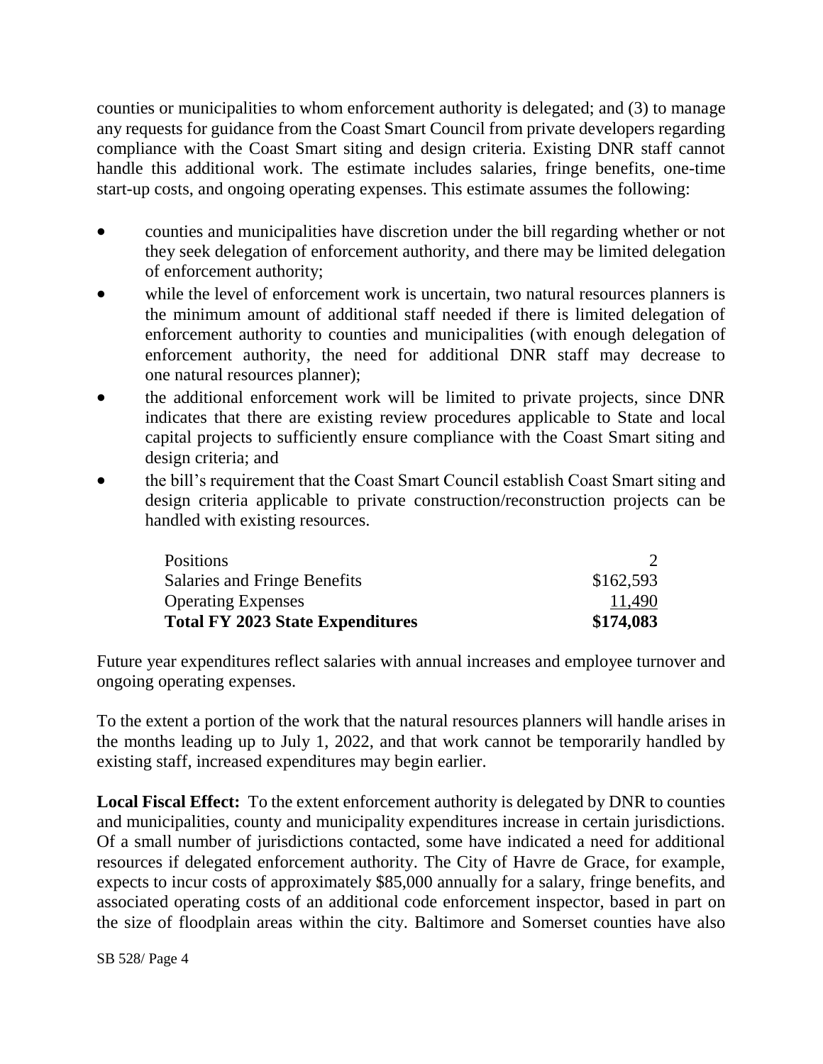counties or municipalities to whom enforcement authority is delegated; and (3) to manage any requests for guidance from the Coast Smart Council from private developers regarding compliance with the Coast Smart siting and design criteria. Existing DNR staff cannot handle this additional work. The estimate includes salaries, fringe benefits, one-time start-up costs, and ongoing operating expenses. This estimate assumes the following:

- counties and municipalities have discretion under the bill regarding whether or not they seek delegation of enforcement authority, and there may be limited delegation of enforcement authority;
- while the level of enforcement work is uncertain, two natural resources planners is the minimum amount of additional staff needed if there is limited delegation of enforcement authority to counties and municipalities (with enough delegation of enforcement authority, the need for additional DNR staff may decrease to one natural resources planner);
- the additional enforcement work will be limited to private projects, since DNR indicates that there are existing review procedures applicable to State and local capital projects to sufficiently ensure compliance with the Coast Smart siting and design criteria; and
- the bill's requirement that the Coast Smart Council establish Coast Smart siting and design criteria applicable to private construction/reconstruction projects can be handled with existing resources.

| | |
|---|---|
| Positions | 2 |
| Salaries and Fringe Benefits | $162,593 |
| Operating Expenses | 11,490 |
| **Total FY 2023 State Expenditures** | **$174,083** |

Future year expenditures reflect salaries with annual increases and employee turnover and ongoing operating expenses.

To the extent a portion of the work that the natural resources planners will handle arises in the months leading up to July 1, 2022, and that work cannot be temporarily handled by existing staff, increased expenditures may begin earlier.

**Local Fiscal Effect:** To the extent enforcement authority is delegated by DNR to counties and municipalities, county and municipality expenditures increase in certain jurisdictions. Of a small number of jurisdictions contacted, some have indicated a need for additional resources if delegated enforcement authority. The City of Havre de Grace, for example, expects to incur costs of approximately $85,000 annually for a salary, fringe benefits, and associated operating costs of an additional code enforcement inspector, based in part on the size of floodplain areas within the city. Baltimore and Somerset counties have also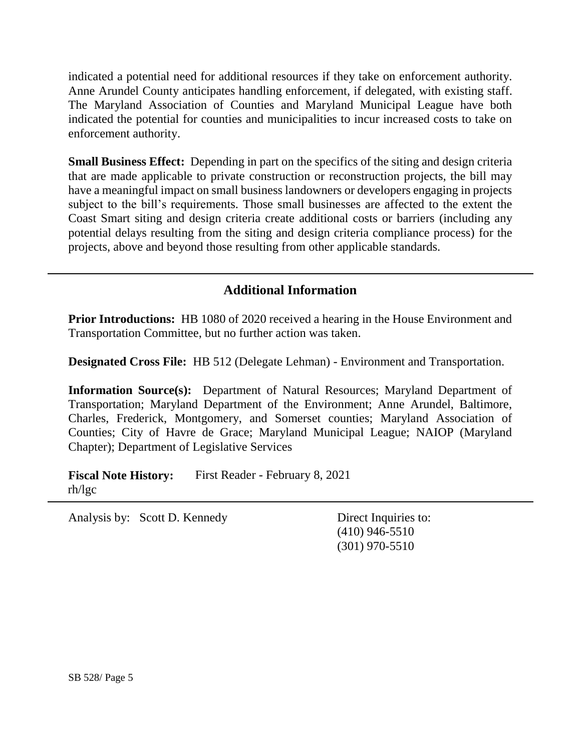indicated a potential need for additional resources if they take on enforcement authority. Anne Arundel County anticipates handling enforcement, if delegated, with existing staff. The Maryland Association of Counties and Maryland Municipal League have both indicated the potential for counties and municipalities to incur increased costs to take on enforcement authority.

**Small Business Effect:** Depending in part on the specifics of the siting and design criteria that are made applicable to private construction or reconstruction projects, the bill may have a meaningful impact on small business landowners or developers engaging in projects subject to the bill's requirements. Those small businesses are affected to the extent the Coast Smart siting and design criteria create additional costs or barriers (including any potential delays resulting from the siting and design criteria compliance process) for the projects, above and beyond those resulting from other applicable standards.

## Additional Information

**Prior Introductions:** HB 1080 of 2020 received a hearing in the House Environment and Transportation Committee, but no further action was taken.

**Designated Cross File:** HB 512 (Delegate Lehman) - Environment and Transportation.

**Information Source(s):** Department of Natural Resources; Maryland Department of Transportation; Maryland Department of the Environment; Anne Arundel, Baltimore, Charles, Frederick, Montgomery, and Somerset counties; Maryland Association of Counties; City of Havre de Grace; Maryland Municipal League; NAIOP (Maryland Chapter); Department of Legislative Services

**Fiscal Note History:** First Reader - February 8, 2021
rh/lgc

Analysis by: Scott D. Kennedy

Direct Inquiries to:
(410) 946-5510
(301) 970-5510